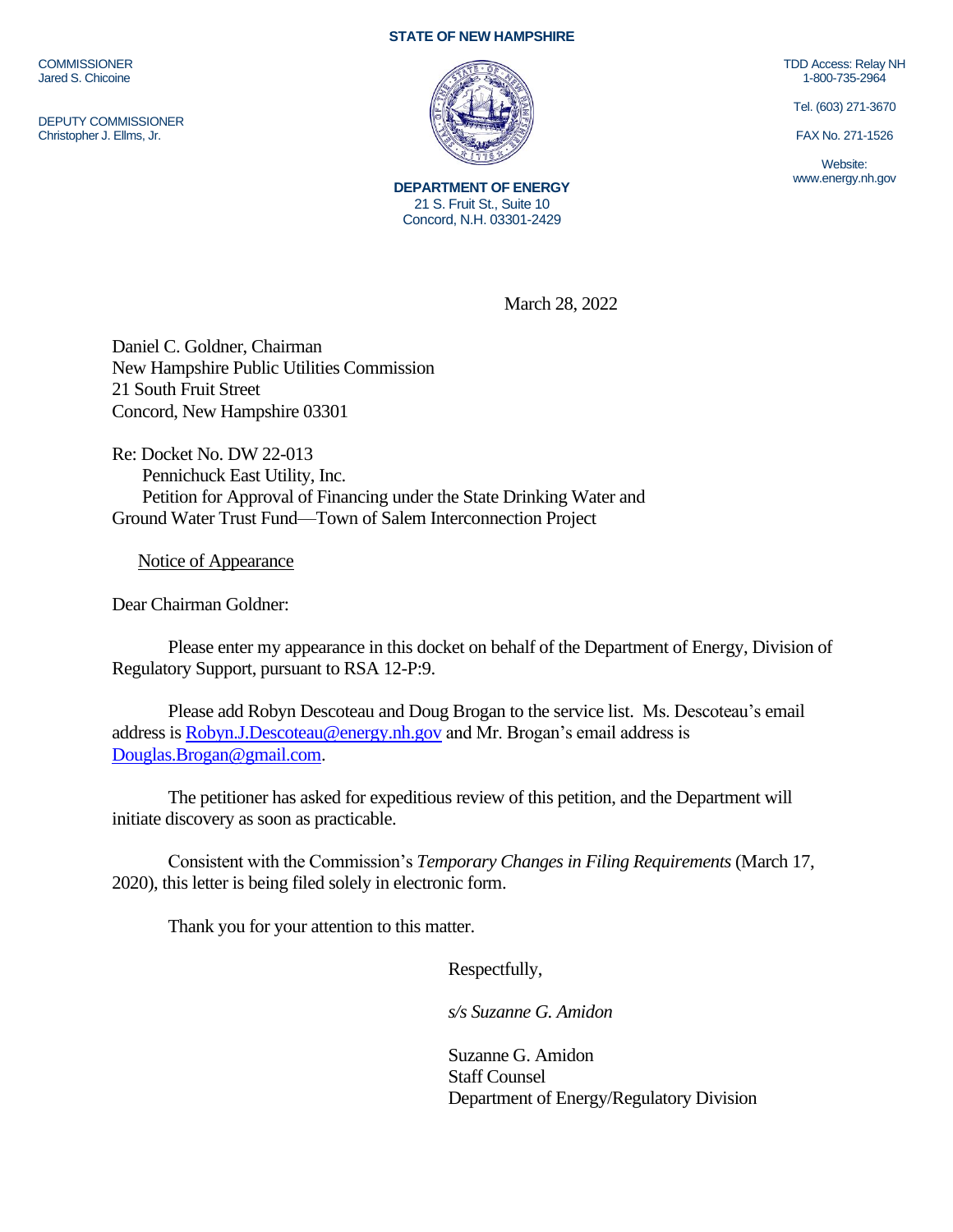**STATE OF NEW HAMPSHIRE**

COMMISSIONER
Jared S. Chicoine

DEPUTY COMMISSIONER
Christopher J. Ellms, Jr.

TDD Access: Relay NH
1-800-735-2964

Tel. (603) 271-3670

FAX No. 271-1526

Website:
www.energy.nh.gov

**DEPARTMENT OF ENERGY**
21 S. Fruit St., Suite 10
Concord, N.H. 03301-2429

March 28, 2022

Daniel C. Goldner, Chairman
New Hampshire Public Utilities Commission
21 South Fruit Street
Concord, New Hampshire 03301

Re: Docket No. DW 22-013
Pennichuck East Utility, Inc.
Petition for Approval of Financing under the State Drinking Water and Ground Water Trust Fund—Town of Salem Interconnection Project

Notice of Appearance

Dear Chairman Goldner:

Please enter my appearance in this docket on behalf of the Department of Energy, Division of Regulatory Support, pursuant to RSA 12-P:9.

Please add Robyn Descoteau and Doug Brogan to the service list. Ms. Descoteau's email address is Robyn.J.Descoteau@energy.nh.gov and Mr. Brogan's email address is Douglas.Brogan@gmail.com.

The petitioner has asked for expeditious review of this petition, and the Department will initiate discovery as soon as practicable.

Consistent with the Commission's *Temporary Changes in Filing Requirements* (March 17, 2020), this letter is being filed solely in electronic form.

Thank you for your attention to this matter.

Respectfully,

*s/s Suzanne G. Amidon*

Suzanne G. Amidon
Staff Counsel
Department of Energy/Regulatory Division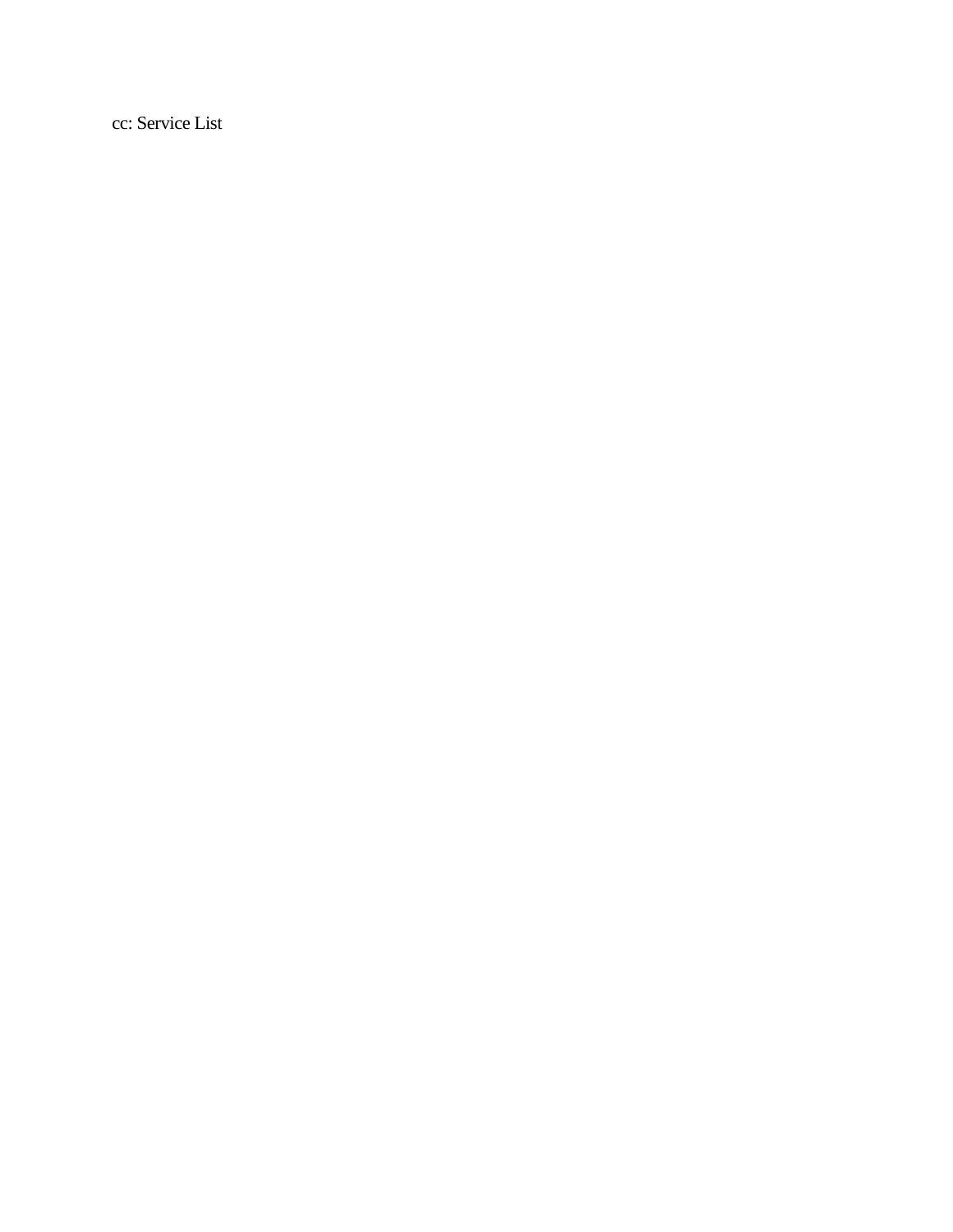cc: Service List